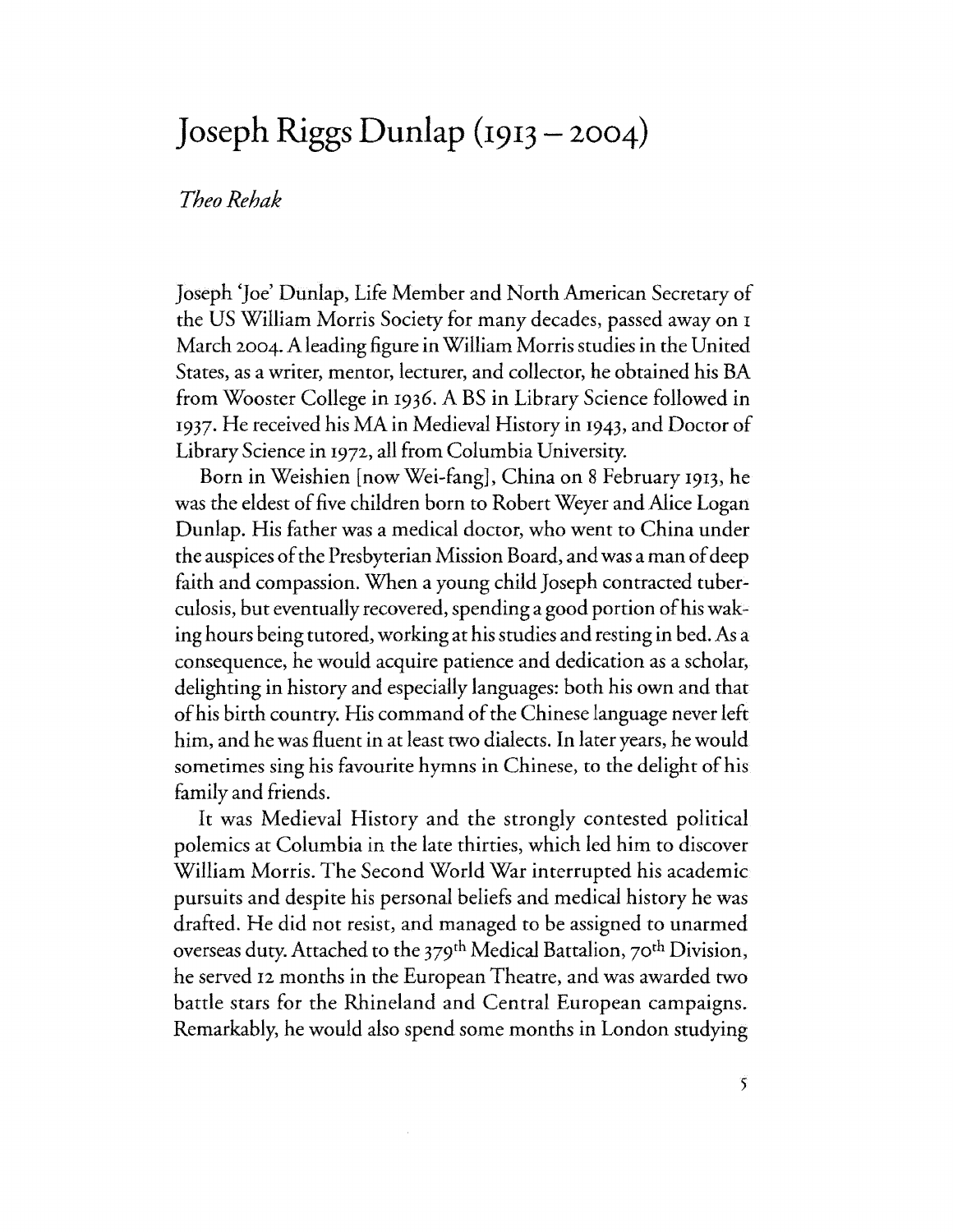# Joseph Riggs Dunlap (1913 – 2004)

*Theo Rehak*

Joseph 'Joe' Dunlap, Life Member and North American Secretary of the US William Morris Society for many decades, passed away on 1 March 2004. A leading figure in William Morris studies in the United States, as a writer, mentor, lecturer, and collector, he obtained his BA from Wooster College in 1936. A BS in Library Science followed in 1937. He received his MA in Medieval History in 1943, and Doctor of Library Science in 1972, all from Columbia University.

Born in Weishien [now Wei-fang], China on 8 February 1913, he was the eldest of five children born to Robert Weyer and Alice Logan Dunlap. His father was a medical doctor, who went to China under the auspices of the Presbyterian Mission Board, and was a man of deep faith and compassion. When a young child Joseph contracted tuberculosis, but eventually recovered, spending a good portion of his waking hours being tutored, working at his studies and resting in bed. As a consequence, he would acquire patience and dedication as a scholar, delighting in history and especially languages: both his own and that of his birth country. His command of the Chinese language never left him, and he was fluent in at least two dialects. In later years, he would sometimes sing his favourite hymns in Chinese, to the delight of his family and friends.

It was Medieval History and the strongly contested political polemics at Columbia in the late thirties, which led him to discover William Morris. The Second World War interrupted his academic pursuits and despite his personal beliefs and medical history he was drafted. He did not resist, and managed to be assigned to unarmed overseas duty. Attached to the 379th Medical Battalion, 70th Division, he served 12 months in the European Theatre, and was awarded two battle stars for the Rhineland and Central European campaigns. Remarkably, he would also spend some months in London studying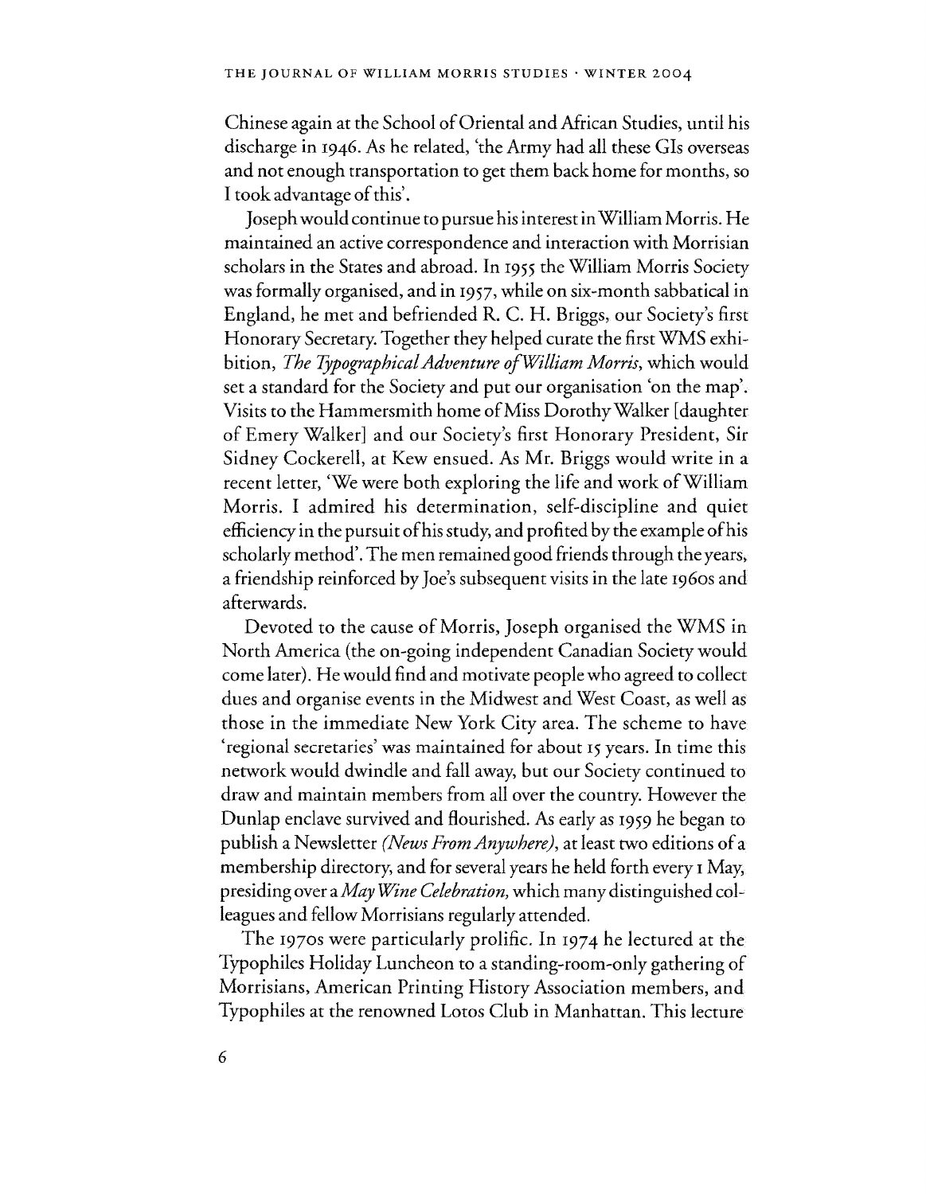Chinese again at the School of Oriental and African Studies, until his discharge in 1946. As he related, 'the Army had all these GIs overseas and not enough transportation to get them back home for months, so I took advantage of this'.

Joseph would continue to pursue his interest in William Morris. He maintained an active correspondence and interaction with Morrisian scholars in the States and abroad. In 1955 the William Morris Society was formally organised, and in 1957, while on six-month sabbatical in England, he met and befriended R. C. H. Briggs, our Society's first Honorary Secretary. Together they helped curate the first WMS exhibition, *The Typographical Adventure of William Morris*, which would set a standard for the Society and put our organisation 'on the map'. Visits to the Hammersmith home of Miss Dorothy Walker [daughter of Emery Walker] and our Society's first Honorary President, Sir Sidney Cockerell, at Kew ensued. As Mr. Briggs would write in a recent letter, 'We were both exploring the life and work of William Morris. I admired his determination, self-discipline and quiet efficiency in the pursuit of his study, and profited by the example of his scholarly method'. The men remained good friends through the years, a friendship reinforced by Joe's subsequent visits in the late 1960s and afterwards.

Devoted to the cause of Morris, Joseph organised the WMS in North America (the on-going independent Canadian Society would come later). He would find and motivate people who agreed to collect dues and organise events in the Midwest and West Coast, as well as those in the immediate New York City area. The scheme to have 'regional secretaries' was maintained for about 15 years. In time this network would dwindle and fall away, but our Society continued to draw and maintain members from all over the country. However the Dunlap enclave survived and flourished. As early as 1959 he began to publish a Newsletter *(News From Anywhere)*, at least two editions of a membership directory, and for several years he held forth every 1 May, presiding over a *May Wine Celebration*, which many distinguished colleagues and fellow Morrisians regularly attended.

The 1970s were particularly prolific. In 1974 he lectured at the Typophiles Holiday Luncheon to a standing-room-only gathering of Morrisians, American Printing History Association members, and Typophiles at the renowned Lotos Club in Manhattan. This lecture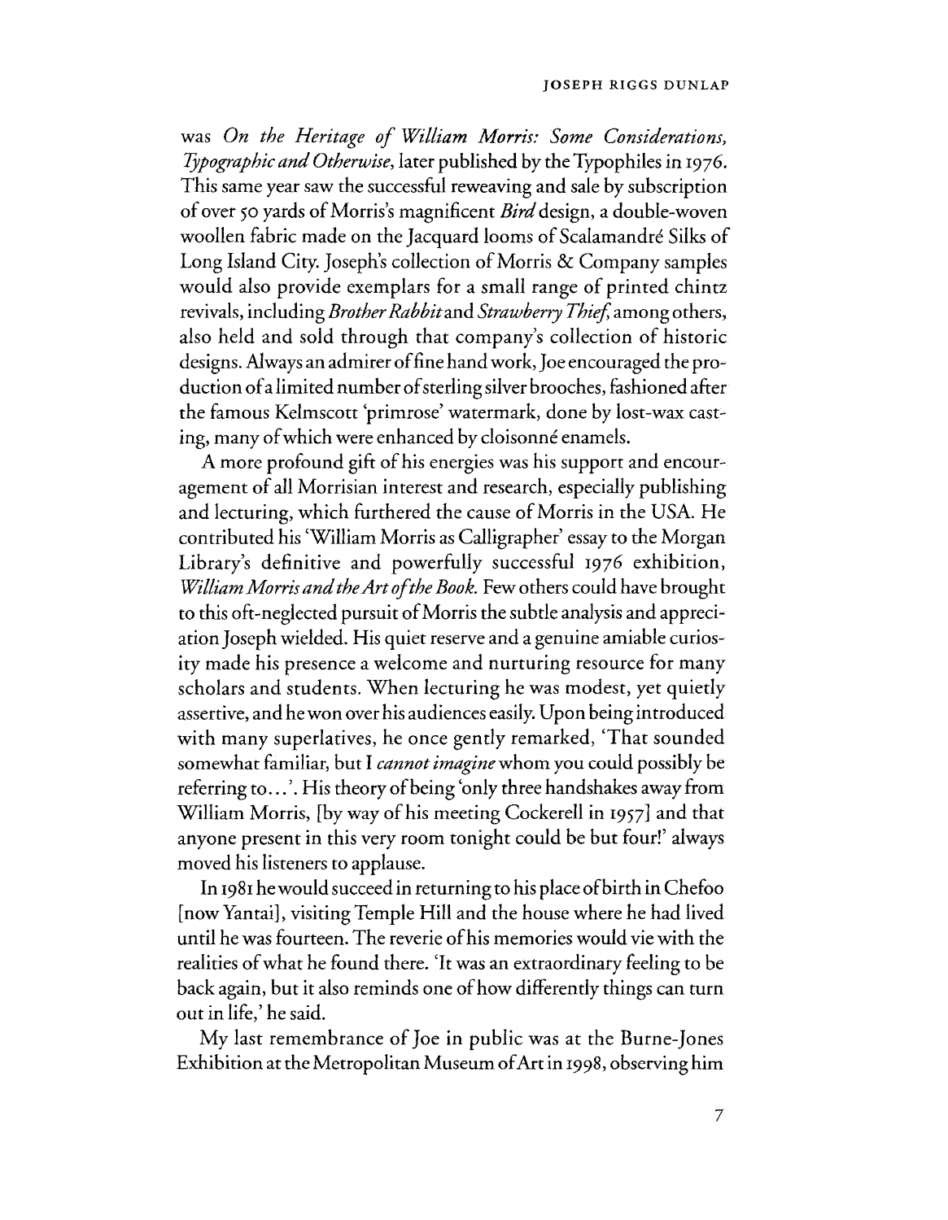was *On the Heritage of William Morris: Some Considerations, Typographic and Otherwise*, later published by the Typophiles in 1976. This same year saw the successful reweaving and sale by subscription of over 50 yards of Morris's magnificent *Bird* design, a double-woven woollen fabric made on the Jacquard looms of Scalamandré Silks of Long Island City. Joseph's collection of Morris & Company samples would also provide exemplars for a small range of printed chintz revivals, including *Brother Rabbit* and *Strawberry Thief*, among others, also held and sold through that company's collection of historic designs. Always an admirer of fine hand work, Joe encouraged the production of a limited number of sterling silver brooches, fashioned after the famous Kelmscott 'primrose' watermark, done by lost-wax casting, many of which were enhanced by cloisonné enamels.

A more profound gift of his energies was his support and encouragement of all Morrisian interest and research, especially publishing and lecturing, which furthered the cause of Morris in the USA. He contributed his 'William Morris as Calligrapher' essay to the Morgan Library's definitive and powerfully successful 1976 exhibition, *William Morris and the Art of the Book*. Few others could have brought to this oft-neglected pursuit of Morris the subtle analysis and appreciation Joseph wielded. His quiet reserve and a genuine amiable curiosity made his presence a welcome and nurturing resource for many scholars and students. When lecturing he was modest, yet quietly assertive, and he won over his audiences easily. Upon being introduced with many superlatives, he once gently remarked, 'That sounded somewhat familiar, but I *cannot imagine* whom you could possibly be referring to...'. His theory of being 'only three handshakes away from William Morris, [by way of his meeting Cockerell in 1957] and that anyone present in this very room tonight could be but four!' always moved his listeners to applause.

In 1981 he would succeed in returning to his place of birth in Chefoo [now Yantai], visiting Temple Hill and the house where he had lived until he was fourteen. The reverie of his memories would vie with the realities of what he found there. 'It was an extraordinary feeling to be back again, but it also reminds one of how differently things can turn out in life,' he said.

My last remembrance of Joe in public was at the Burne-Jones Exhibition at the Metropolitan Museum of Art in 1998, observing him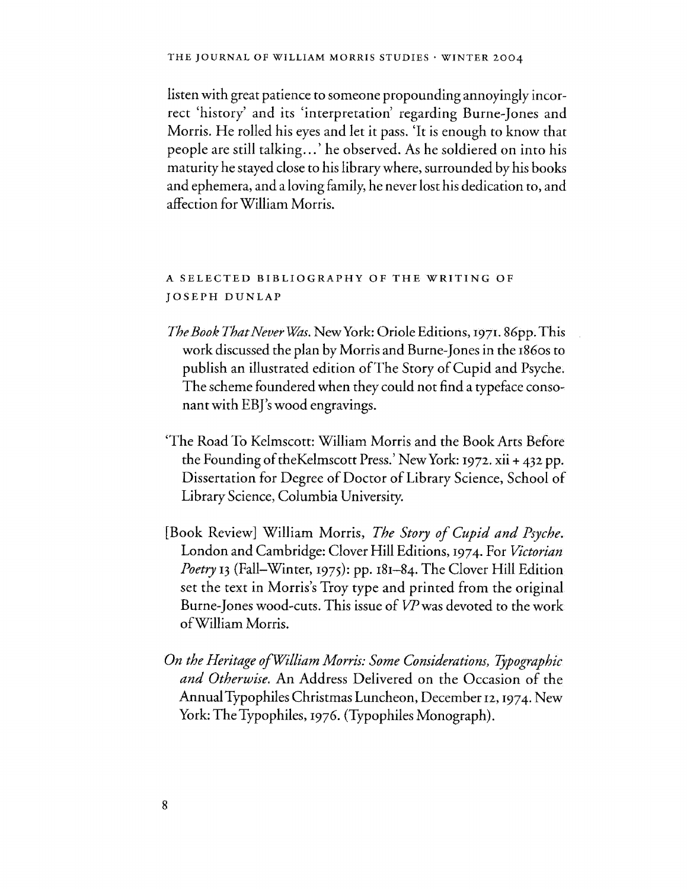listen with great patience to someone propounding annoyingly incorrect 'history' and its 'interpretation' regarding Burne-Jones and Morris. He rolled his eyes and let it pass. 'It is enough to know that people are still talking...' he observed. As he soldiered on into his maturity he stayed close to his library where, surrounded by his books and ephemera, and a loving family, he never lost his dedication to, and affection for William Morris.

## A SELECTED BIBLIOGRAPHY OF THE WRITING OF JOSEPH DUNLAP

*The Book That Never Was*. New York: Oriole Editions, 1971. 86pp. This work discussed the plan by Morris and Burne-Jones in the 1860s to publish an illustrated edition of The Story of Cupid and Psyche. The scheme foundered when they could not find a typeface consonant with EBJ's wood engravings.

'The Road To Kelmscott: William Morris and the Book Arts Before the Founding of theKelmscott Press.' New York: 1972. xii + 432 pp. Dissertation for Degree of Doctor of Library Science, School of Library Science, Columbia University.

[Book Review] William Morris, *The Story of Cupid and Psyche*. London and Cambridge: Clover Hill Editions, 1974. For *Victorian Poetry* 13 (Fall–Winter, 1975): pp. 181–84. The Clover Hill Edition set the text in Morris's Troy type and printed from the original Burne-Jones wood-cuts. This issue of *VP* was devoted to the work of William Morris.

*On the Heritage of William Morris: Some Considerations, Typographic and Otherwise*. An Address Delivered on the Occasion of the Annual Typophiles Christmas Luncheon, December 12, 1974. New York: The Typophiles, 1976. (Typophiles Monograph).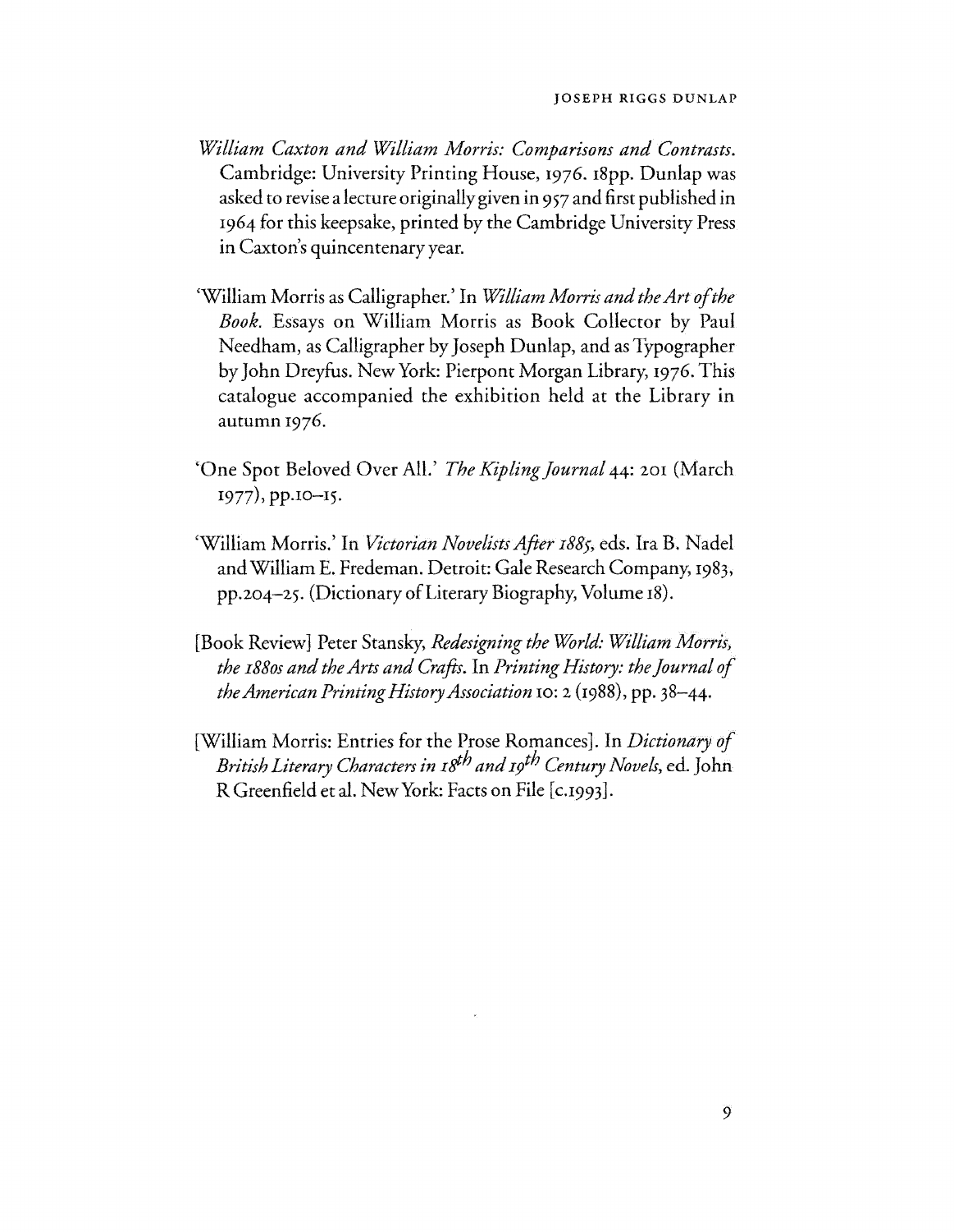*William Caxton and William Morris: Comparisons and Contrasts*. Cambridge: University Printing House, 1976. 18pp. Dunlap was asked to revise a lecture originally given in 957 and first published in 1964 for this keepsake, printed by the Cambridge University Press in Caxton's quincentenary year.

'William Morris as Calligrapher.' In *William Morris and the Art of the Book*. Essays on William Morris as Book Collector by Paul Needham, as Calligrapher by Joseph Dunlap, and as Typographer by John Dreyfus. New York: Pierpont Morgan Library, 1976. This catalogue accompanied the exhibition held at the Library in autumn 1976.

'One Spot Beloved Over All.' *The Kipling Journal* 44: 201 (March 1977), pp.10–15.

'William Morris.' In *Victorian Novelists After 1885*, eds. Ira B. Nadel and William E. Fredeman. Detroit: Gale Research Company, 1983, pp.204–25. (Dictionary of Literary Biography, Volume 18).

[Book Review] Peter Stansky, *Redesigning the World: William Morris, the 1880s and the Arts and Crafts*. In *Printing History: the Journal of the American Printing History Association* 10: 2 (1988), pp. 38–44.

[William Morris: Entries for the Prose Romances]. In *Dictionary of British Literary Characters in 18th and 19th Century Novels*, ed. John R Greenfield et al. New York: Facts on File [c.1993].